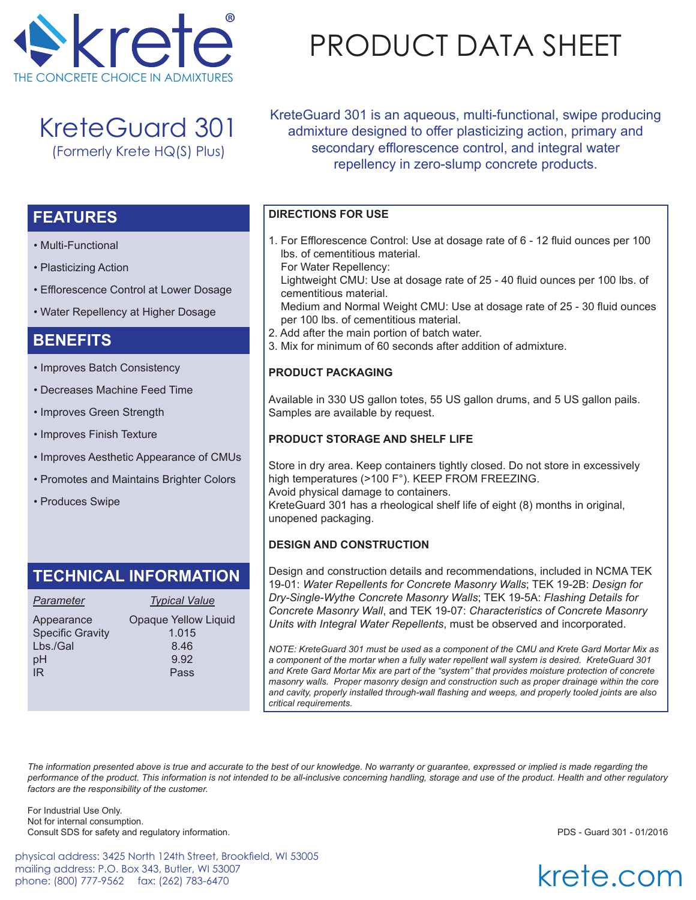krete®
THE CONCRETE CHOICE IN ADMIXTURES

# PRODUCT DATA SHEET

## KreteGuard 301
(Formerly Krete HQ(S) Plus)

KreteGuard 301 is an aqueous, multi-functional, swipe producing admixture designed to offer plasticizing action, primary and secondary efflorescence control, and integral water repellency in zero-slump concrete products.

## FEATURES

- Multi-Functional
- Plasticizing Action
- Efflorescence Control at Lower Dosage
- Water Repellency at Higher Dosage

## BENEFITS

- Improves Batch Consistency
- Decreases Machine Feed Time
- Improves Green Strength
- Improves Finish Texture
- Improves Aesthetic Appearance of CMUs
- Promotes and Maintains Brighter Colors
- Produces Swipe

## TECHNICAL INFORMATION

| *Parameter* | *Typical Value* |
|---|---|
| Appearance | Opaque Yellow Liquid |
| Specific Gravity | 1.015 |
| Lbs./Gal | 8.46 |
| pH | 9.92 |
| IR | Pass |

### DIRECTIONS FOR USE

1. For Efflorescence Control: Use at dosage rate of 6 - 12 fluid ounces per 100 lbs. of cementitious material.
   For Water Repellency:
   Lightweight CMU: Use at dosage rate of 25 - 40 fluid ounces per 100 lbs. of cementitious material.
   Medium and Normal Weight CMU: Use at dosage rate of 25 - 30 fluid ounces per 100 lbs. of cementitious material.
2. Add after the main portion of batch water.
3. Mix for minimum of 60 seconds after addition of admixture.

### PRODUCT PACKAGING

Available in 330 US gallon totes, 55 US gallon drums, and 5 US gallon pails. Samples are available by request.

### PRODUCT STORAGE AND SHELF LIFE

Store in dry area. Keep containers tightly closed. Do not store in excessively high temperatures (>100 F°). KEEP FROM FREEZING.
Avoid physical damage to containers.
KreteGuard 301 has a rheological shelf life of eight (8) months in original, unopened packaging.

### DESIGN AND CONSTRUCTION

Design and construction details and recommendations, included in NCMA TEK 19-01: *Water Repellents for Concrete Masonry Walls*; TEK 19-2B: *Design for Dry-Single-Wythe Concrete Masonry Walls*; TEK 19-5A: *Flashing Details for Concrete Masonry Wall*, and TEK 19-07: *Characteristics of Concrete Masonry Units with Integral Water Repellents*, must be observed and incorporated.

*NOTE: KreteGuard 301 must be used as a component of the CMU and Krete Gard Mortar Mix as a component of the mortar when a fully water repellent wall system is desired. KreteGuard 301 and Krete Gard Mortar Mix are part of the "system" that provides moisture protection of concrete masonry walls. Proper masonry design and construction such as proper drainage within the core and cavity, properly installed through-wall flashing and weeps, and properly tooled joints are also critical requirements.*

*The information presented above is true and accurate to the best of our knowledge. No warranty or guarantee, expressed or implied is made regarding the performance of the product. This information is not intended to be all-inclusive concerning handling, storage and use of the product. Health and other regulatory factors are the responsibility of the customer.*

For Industrial Use Only.
Not for internal consumption.
Consult SDS for safety and regulatory information.

PDS - Guard 301 - 01/2016

physical address: 3425 North 124th Street, Brookfield, WI 53005
mailing address: P.O. Box 343, Butler, WI 53007
phone: (800) 777-9562 fax: (262) 783-6470

krete.com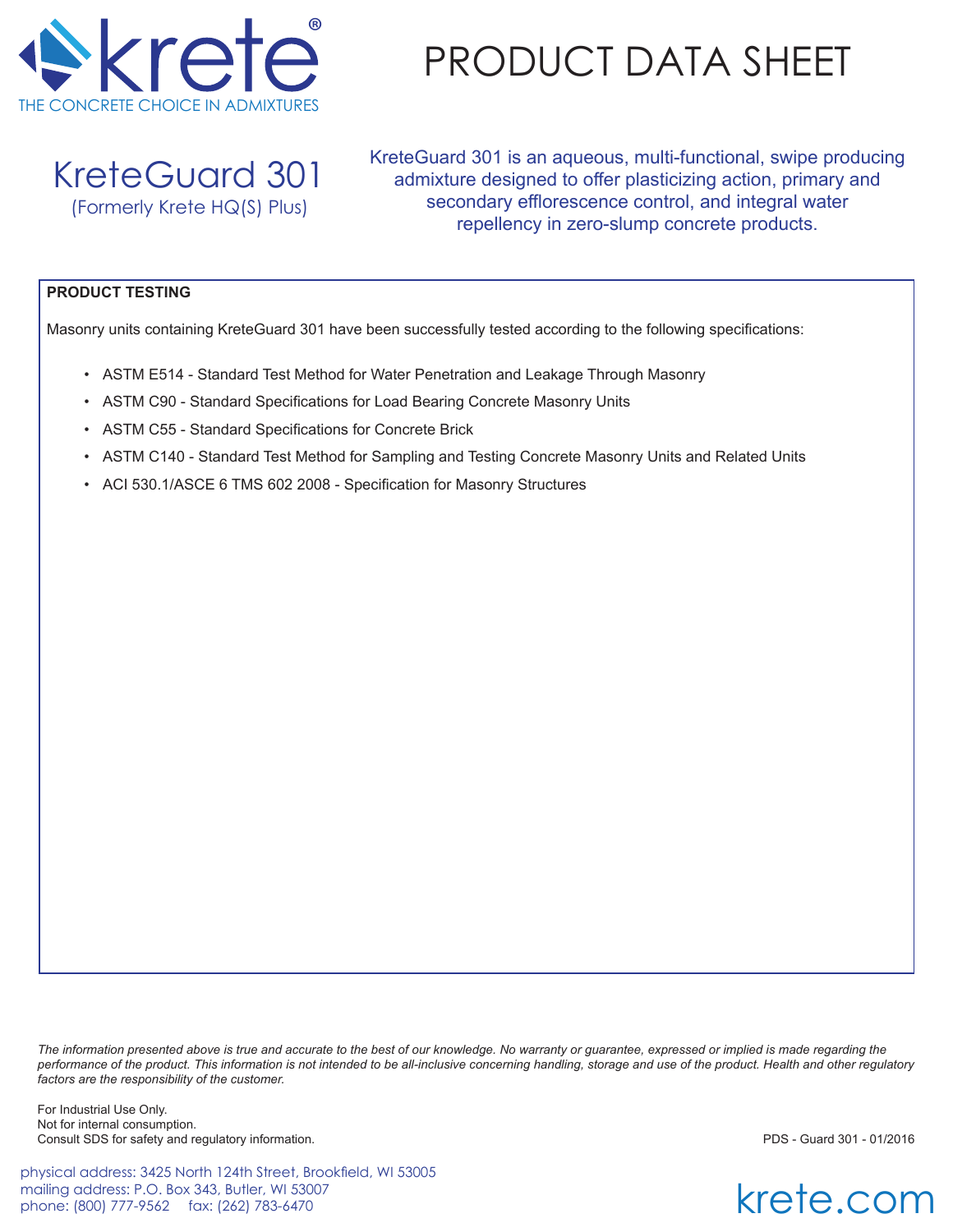# PRODUCT DATA SHEET

## KreteGuard 301

(Formerly Krete HQ(S) Plus)

KreteGuard 301 is an aqueous, multi-functional, swipe producing admixture designed to offer plasticizing action, primary and secondary efflorescence control, and integral water repellency in zero-slump concrete products.

**PRODUCT TESTING**

Masonry units containing KreteGuard 301 have been successfully tested according to the following specifications:

- ASTM E514 - Standard Test Method for Water Penetration and Leakage Through Masonry
- ASTM C90 - Standard Specifications for Load Bearing Concrete Masonry Units
- ASTM C55 - Standard Specifications for Concrete Brick
- ASTM C140 - Standard Test Method for Sampling and Testing Concrete Masonry Units and Related Units
- ACI 530.1/ASCE 6 TMS 602 2008 - Specification for Masonry Structures

*The information presented above is true and accurate to the best of our knowledge. No warranty or guarantee, expressed or implied is made regarding the performance of the product. This information is not intended to be all-inclusive concerning handling, storage and use of the product. Health and other regulatory factors are the responsibility of the customer.*

For Industrial Use Only.
Not for internal consumption.
Consult SDS for safety and regulatory information.

PDS - Guard 301 - 01/2016

physical address: 3425 North 124th Street, Brookfield, WI 53005
mailing address: P.O. Box 343, Butler, WI 53007
phone: (800) 777-9562 fax: (262) 783-6470

krete.com